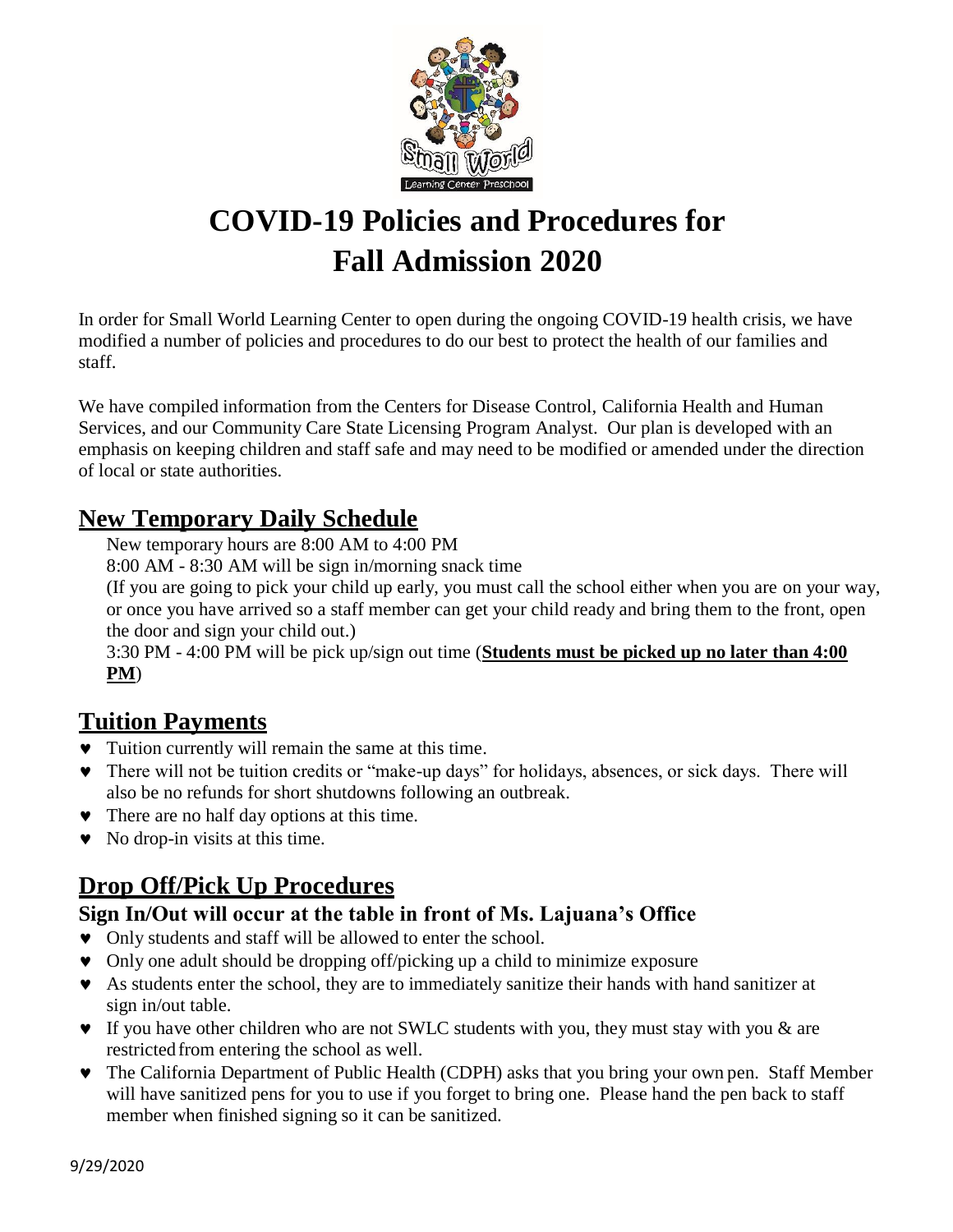# COVID-19 Policies and Procedures for Fall Admission 2020

In order for Small World Learning Center to open during the ongoing COVID-19 health crisis, we have modified a number of policies and procedures to do our best to protect the health of our families and staff.

We have compiled information from the Centers for Disease Control, California Health and Human Services, and our Community Care State Licensing Program Analyst. Our plan is developed with an emphasis on keeping children and staff safe and may need to be modified or amended under the direction of local or state authorities.

## New Temporary Daily Schedule

New temporary hours are 8:00 AM to 4:00 PM

8:00 AM - 8:30 AM will be sign in/morning snack time

(If you are going to pick your child up early, you must call the school either when you are on your way, or once you have arrived so a staff member can get your child ready and bring them to the front, open the door and sign your child out.)

3:30 PM - 4:00 PM will be pick up/sign out time (**Students must be picked up no later than 4:00 PM**)

## Tuition Payments

- Tuition currently will remain the same at this time.
- There will not be tuition credits or "make-up days" for holidays, absences, or sick days. There will also be no refunds for short shutdowns following an outbreak.
- There are no half day options at this time.
- No drop-in visits at this time.

## Drop Off/Pick Up Procedures

### Sign In/Out will occur at the table in front of Ms. Lajuana's Office

- Only students and staff will be allowed to enter the school.
- Only one adult should be dropping off/picking up a child to minimize exposure
- As students enter the school, they are to immediately sanitize their hands with hand sanitizer at sign in/out table.
- If you have other children who are not SWLC students with you, they must stay with you & are restricted from entering the school as well.
- The California Department of Public Health (CDPH) asks that you bring your own pen. Staff Member will have sanitized pens for you to use if you forget to bring one. Please hand the pen back to staff member when finished signing so it can be sanitized.

9/29/2020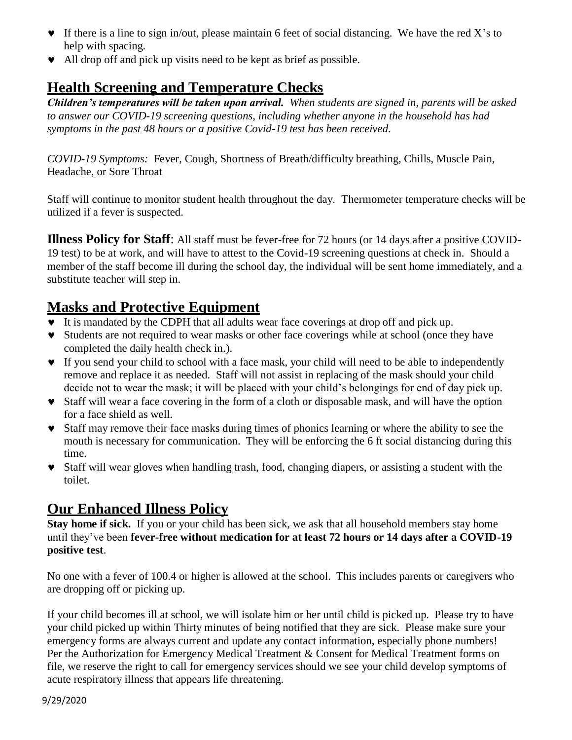- If there is a line to sign in/out, please maintain 6 feet of social distancing. We have the red X's to help with spacing.
- All drop off and pick up visits need to be kept as brief as possible.

## Health Screening and Temperature Checks

***Children's temperatures will be taken upon arrival.*** *When students are signed in, parents will be asked to answer our COVID-19 screening questions, including whether anyone in the household has had symptoms in the past 48 hours or a positive Covid-19 test has been received.*

*COVID-19 Symptoms:* Fever, Cough, Shortness of Breath/difficulty breathing, Chills, Muscle Pain, Headache, or Sore Throat

Staff will continue to monitor student health throughout the day. Thermometer temperature checks will be utilized if a fever is suspected.

**Illness Policy for Staff**: All staff must be fever-free for 72 hours (or 14 days after a positive COVID-19 test) to be at work, and will have to attest to the Covid-19 screening questions at check in. Should a member of the staff become ill during the school day, the individual will be sent home immediately, and a substitute teacher will step in.

## Masks and Protective Equipment

- It is mandated by the CDPH that all adults wear face coverings at drop off and pick up.
- Students are not required to wear masks or other face coverings while at school (once they have completed the daily health check in.).
- If you send your child to school with a face mask, your child will need to be able to independently remove and replace it as needed. Staff will not assist in replacing of the mask should your child decide not to wear the mask; it will be placed with your child's belongings for end of day pick up.
- Staff will wear a face covering in the form of a cloth or disposable mask, and will have the option for a face shield as well.
- Staff may remove their face masks during times of phonics learning or where the ability to see the mouth is necessary for communication. They will be enforcing the 6 ft social distancing during this time.
- Staff will wear gloves when handling trash, food, changing diapers, or assisting a student with the toilet.

## Our Enhanced Illness Policy

**Stay home if sick.** If you or your child has been sick, we ask that all household members stay home until they've been **fever-free without medication for at least 72 hours or 14 days after a COVID-19 positive test**.

No one with a fever of 100.4 or higher is allowed at the school. This includes parents or caregivers who are dropping off or picking up.

If your child becomes ill at school, we will isolate him or her until child is picked up. Please try to have your child picked up within Thirty minutes of being notified that they are sick. Please make sure your emergency forms are always current and update any contact information, especially phone numbers! Per the Authorization for Emergency Medical Treatment & Consent for Medical Treatment forms on file, we reserve the right to call for emergency services should we see your child develop symptoms of acute respiratory illness that appears life threatening.

9/29/2020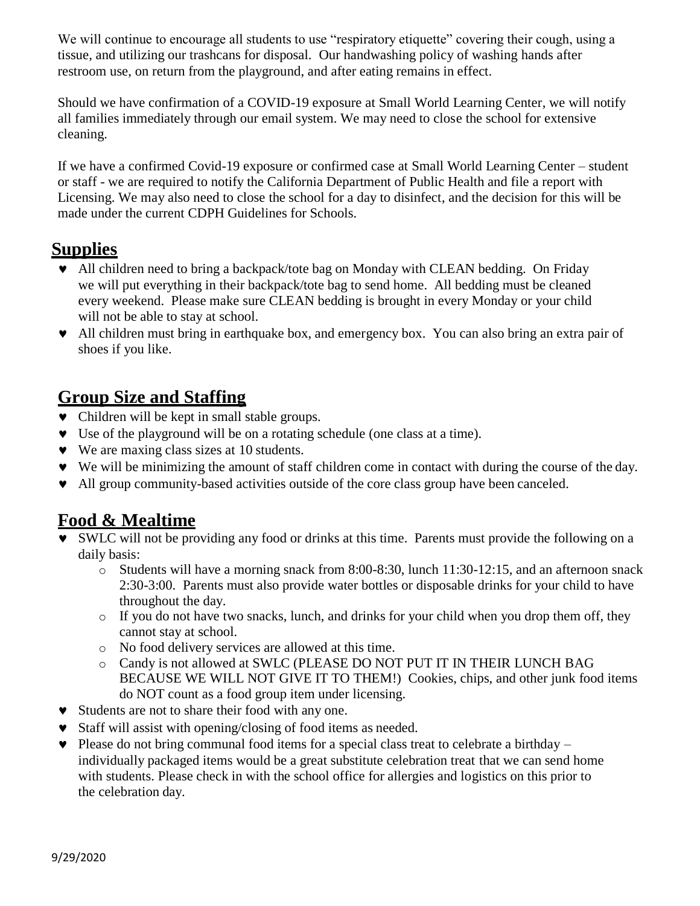We will continue to encourage all students to use "respiratory etiquette" covering their cough, using a tissue, and utilizing our trashcans for disposal. Our handwashing policy of washing hands after restroom use, on return from the playground, and after eating remains in effect.

Should we have confirmation of a COVID-19 exposure at Small World Learning Center, we will notify all families immediately through our email system. We may need to close the school for extensive cleaning.

If we have a confirmed Covid-19 exposure or confirmed case at Small World Learning Center – student or staff - we are required to notify the California Department of Public Health and file a report with Licensing. We may also need to close the school for a day to disinfect, and the decision for this will be made under the current CDPH Guidelines for Schools.

## **Supplies**

- All children need to bring a backpack/tote bag on Monday with CLEAN bedding. On Friday we will put everything in their backpack/tote bag to send home. All bedding must be cleaned every weekend. Please make sure CLEAN bedding is brought in every Monday or your child will not be able to stay at school.
- All children must bring in earthquake box, and emergency box. You can also bring an extra pair of shoes if you like.

## **Group Size and Staffing**

- Children will be kept in small stable groups.
- Use of the playground will be on a rotating schedule (one class at a time).
- We are maxing class sizes at 10 students.
- We will be minimizing the amount of staff children come in contact with during the course of the day.
- All group community-based activities outside of the core class group have been canceled.

## **Food & Mealtime**

- SWLC will not be providing any food or drinks at this time. Parents must provide the following on a daily basis:
  - Students will have a morning snack from 8:00-8:30, lunch 11:30-12:15, and an afternoon snack 2:30-3:00. Parents must also provide water bottles or disposable drinks for your child to have throughout the day.
  - If you do not have two snacks, lunch, and drinks for your child when you drop them off, they cannot stay at school.
  - No food delivery services are allowed at this time.
  - Candy is not allowed at SWLC (PLEASE DO NOT PUT IT IN THEIR LUNCH BAG BECAUSE WE WILL NOT GIVE IT TO THEM!) Cookies, chips, and other junk food items do NOT count as a food group item under licensing.
- Students are not to share their food with any one.
- Staff will assist with opening/closing of food items as needed.
- Please do not bring communal food items for a special class treat to celebrate a birthday – individually packaged items would be a great substitute celebration treat that we can send home with students. Please check in with the school office for allergies and logistics on this prior to the celebration day.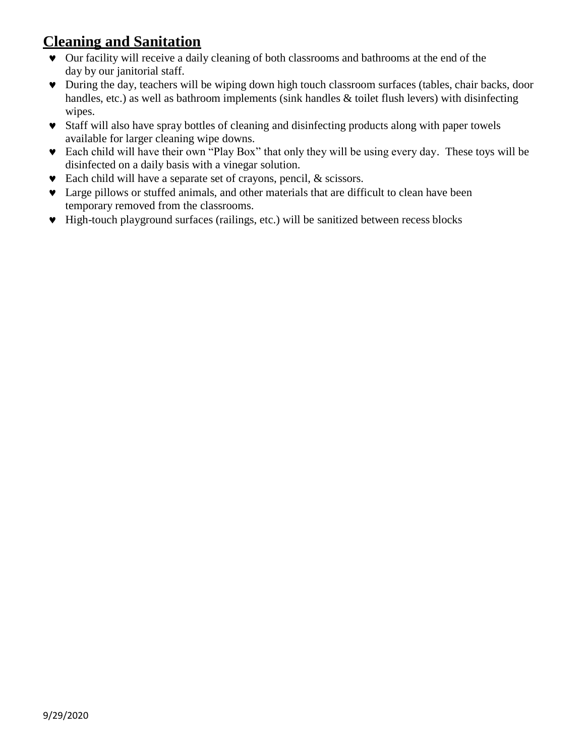## Cleaning and Sanitation

- Our facility will receive a daily cleaning of both classrooms and bathrooms at the end of the day by our janitorial staff.
- During the day, teachers will be wiping down high touch classroom surfaces (tables, chair backs, door handles, etc.) as well as bathroom implements (sink handles & toilet flush levers) with disinfecting wipes.
- Staff will also have spray bottles of cleaning and disinfecting products along with paper towels available for larger cleaning wipe downs.
- Each child will have their own "Play Box" that only they will be using every day. These toys will be disinfected on a daily basis with a vinegar solution.
- Each child will have a separate set of crayons, pencil, & scissors.
- Large pillows or stuffed animals, and other materials that are difficult to clean have been temporary removed from the classrooms.
- High-touch playground surfaces (railings, etc.) will be sanitized between recess blocks

9/29/2020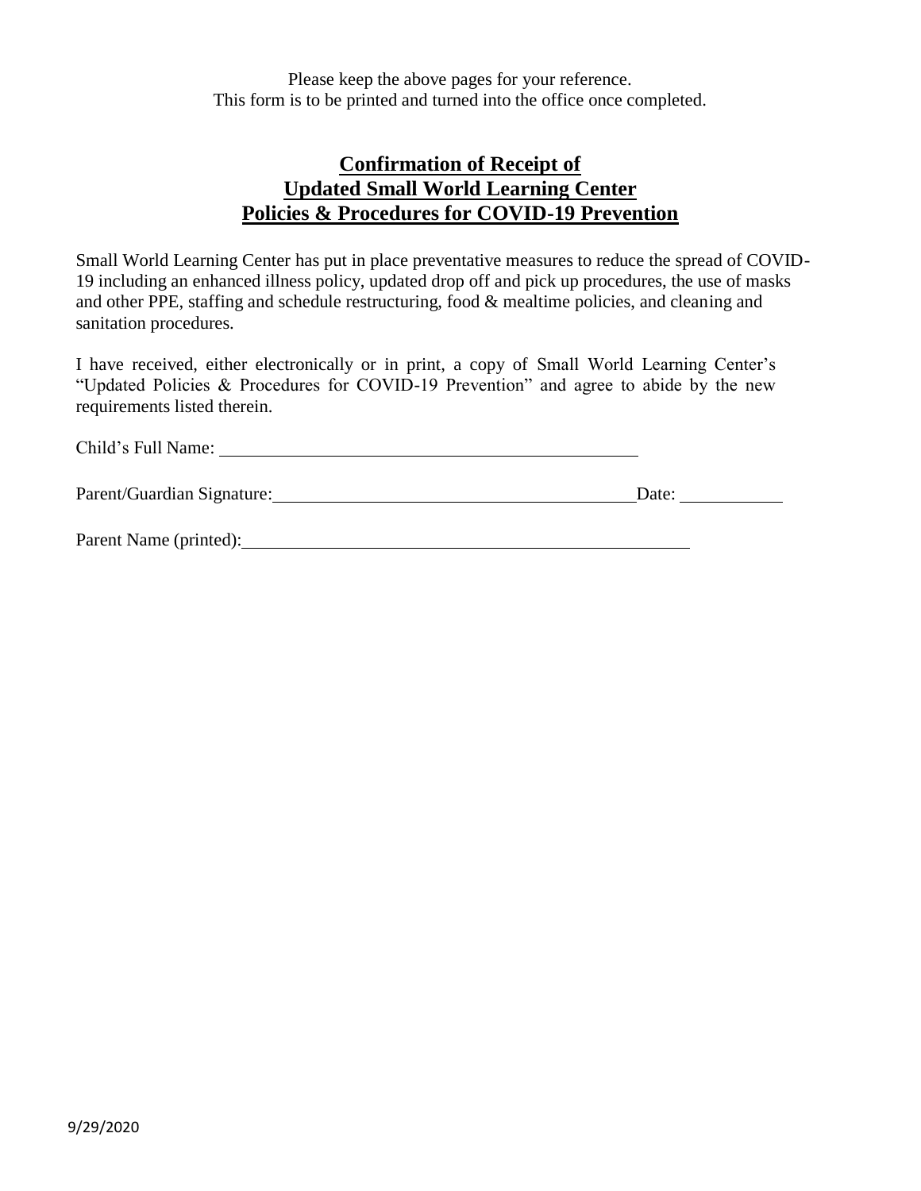Please keep the above pages for your reference.
This form is to be printed and turned into the office once completed.

## Confirmation of Receipt of Updated Small World Learning Center Policies & Procedures for COVID-19 Prevention

Small World Learning Center has put in place preventative measures to reduce the spread of COVID-19 including an enhanced illness policy, updated drop off and pick up procedures, the use of masks and other PPE, staffing and schedule restructuring, food & mealtime policies, and cleaning and sanitation procedures.

I have received, either electronically or in print, a copy of Small World Learning Center's "Updated Policies & Procedures for COVID-19 Prevention" and agree to abide by the new requirements listed therein.

Child's Full Name: ______________________________________________

Parent/Guardian Signature: ________________________________________ Date: ___________

Parent Name (printed): ___________________________________________________

9/29/2020